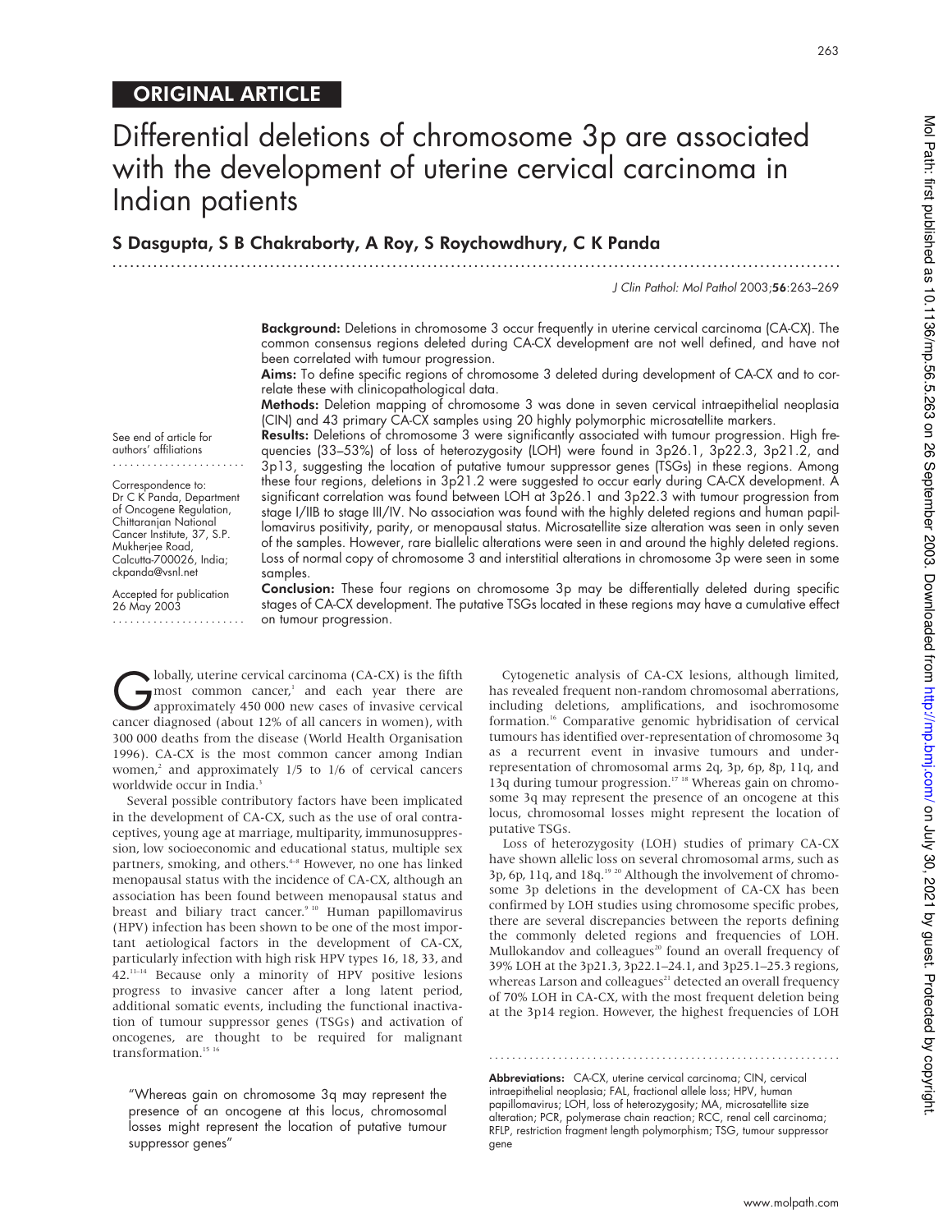ORIGINAL ARTICLE

# Differential deletions of chromosome 3p are associated with the development of uterine cervical carcinoma in Indian patients

**S Dasgupta, S B Chakraborty, A Roy, S Roychowdhury, C K Panda**

*J Clin Pathol: Mol Pathol* 2003;**56**:263–269

See end of article for authors' affiliations

Correspondence to: Dr C K Panda, Department of Oncogene Regulation, Chittaranjan National Cancer Institute, 37, S.P. Mukherjee Road, Calcutta-700026, India; ckpanda@vsnl.net

Accepted for publication 26 May 2003

**Background:** Deletions in chromosome 3 occur frequently in uterine cervical carcinoma (CA-CX). The common consensus regions deleted during CA-CX development are not well defined, and have not been correlated with tumour progression.

**Aims:** To define specific regions of chromosome 3 deleted during development of CA-CX and to correlate these with clinicopathological data.

**Methods:** Deletion mapping of chromosome 3 was done in seven cervical intraepithelial neoplasia (CIN) and 43 primary CA-CX samples using 20 highly polymorphic microsatellite markers.

**Results:** Deletions of chromosome 3 were significantly associated with tumour progression. High frequencies (33–53%) of loss of heterozygosity (LOH) were found in 3p26.1, 3p22.3, 3p21.2, and 3p13, suggesting the location of putative tumour suppressor genes (TSGs) in these regions. Among these four regions, deletions in 3p21.2 were suggested to occur early during CA-CX development. A significant correlation was found between LOH at 3p26.1 and 3p22.3 with tumour progression from stage I/IIB to stage III/IV. No association was found with the highly deleted regions and human papillomavirus positivity, parity, or menopausal status. Microsatellite size alteration was seen in only seven of the samples. However, rare biallelic alterations were seen in and around the highly deleted regions. Loss of normal copy of chromosome 3 and interstitial alterations in chromosome 3p were seen in some samples.

**Conclusion:** These four regions on chromosome 3p may be differentially deleted during specific stages of CA-CX development. The putative TSGs located in these regions may have a cumulative effect on tumour progression.

Globally, uterine cervical carcinoma (CA-CX) is the fifth most common cancer,[1] and each year there are approximately 450 000 new cases of invasive cervical cancer diagnosed (about 12% of all cancers in women), with 300 000 deaths from the disease (World Health Organisation 1996). CA-CX is the most common cancer among Indian women,[2] and approximately 1/5 to 1/6 of cervical cancers worldwide occur in India.[3]

Several possible contributory factors have been implicated in the development of CA-CX, such as the use of oral contraceptives, young age at marriage, multiparity, immunosuppression, low socioeconomic and educational status, multiple sex partners, smoking, and others.[4–8] However, no one has linked menopausal status with the incidence of CA-CX, although an association has been found between menopausal status and breast and biliary tract cancer.[9,10] Human papillomavirus (HPV) infection has been shown to be one of the most important aetiological factors in the development of CA-CX, particularly infection with high risk HPV types 16, 18, 33, and 42.[11–14] Because only a minority of HPV positive lesions progress to invasive cancer after a long latent period, additional somatic events, including the functional inactivation of tumour suppressor genes (TSGs) and activation of oncogenes, are thought to be required for malignant transformation.[15,16]

> "Whereas gain on chromosome 3q may represent the presence of an oncogene at this locus, chromosomal losses might represent the location of putative tumour suppressor genes"

Cytogenetic analysis of CA-CX lesions, although limited, has revealed frequent non-random chromosomal aberrations, including deletions, amplifications, and isochromosome formation.[16] Comparative genomic hybridisation of cervical tumours has identified over-representation of chromosome 3q as a recurrent event in invasive tumours and under-representation of chromosomal arms 2q, 3p, 6p, 8p, 11q, and 13q during tumour progression.[17,18] Whereas gain on chromosome 3q may represent the presence of an oncogene at this locus, chromosomal losses might represent the location of putative TSGs.

Loss of heterozygosity (LOH) studies of primary CA-CX have shown allelic loss on several chromosomal arms, such as 3p, 6p, 11q, and 18q.[19,20] Although the involvement of chromosome 3p deletions in the development of CA-CX has been confirmed by LOH studies using chromosome specific probes, there are several discrepancies between the reports defining the commonly deleted regions and frequencies of LOH. Mullokandov and colleagues[20] found an overall frequency of 39% LOH at the 3p21.3, 3p22.1–24.1, and 3p25.1–25.3 regions, whereas Larson and colleagues[21] detected an overall frequency of 70% LOH in CA-CX, with the most frequent deletion being at the 3p14 region. However, the highest frequencies of LOH

**Abbreviations:** CA-CX, uterine cervical carcinoma; CIN, cervical intraepithelial neoplasia; FAL, fractional allele loss; HPV, human papillomavirus; LOH, loss of heterozygosity; MA, microsatellite size alteration; PCR, polymerase chain reaction; RCC, renal cell carcinoma; RFLP, restriction fragment length polymorphism; TSG, tumour suppressor gene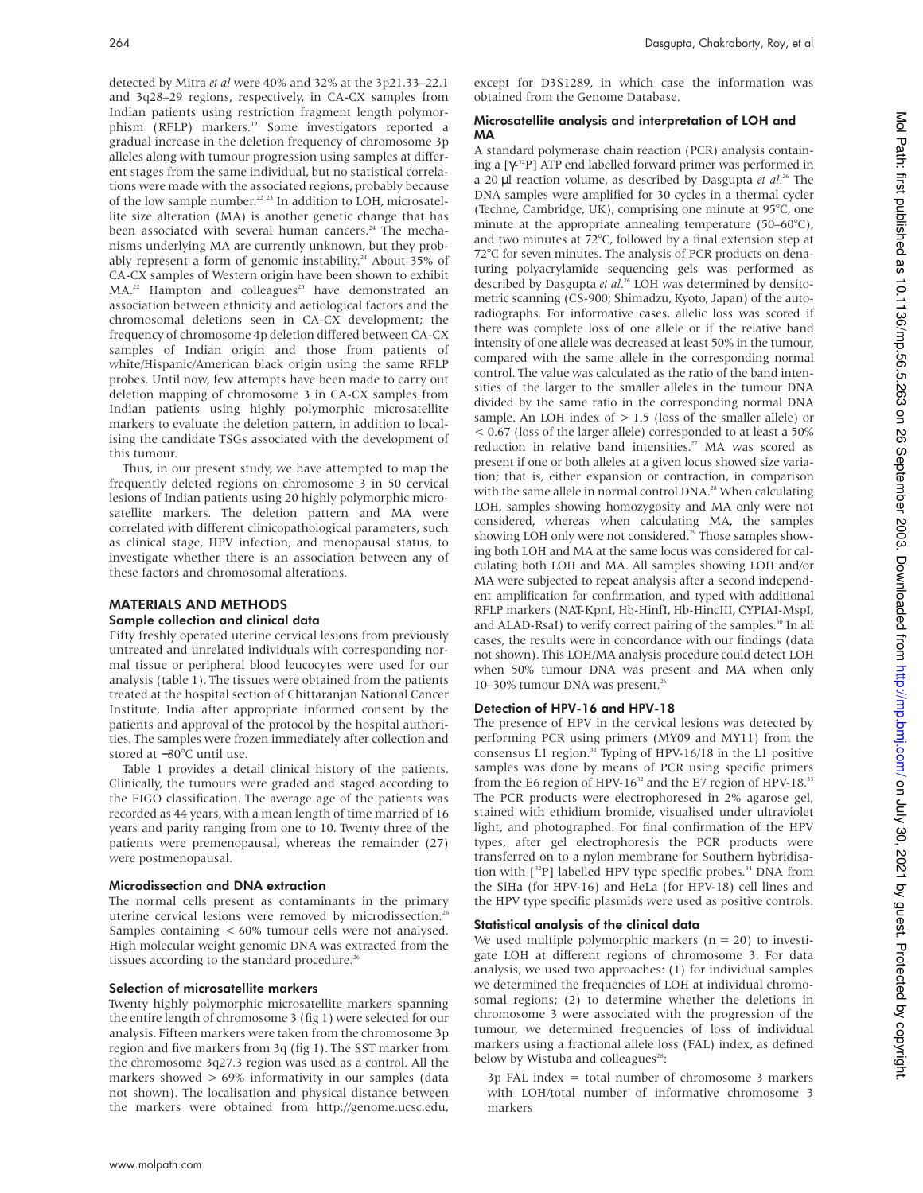detected by Mitra *et al* were 40% and 32% at the 3p21.33–22.1 and 3q28–29 regions, respectively, in CA-CX samples from Indian patients using restriction fragment length polymorphism (RFLP) markers.[19] Some investigators reported a gradual increase in the deletion frequency of chromosome 3p alleles along with tumour progression using samples at different stages from the same individual, but no statistical correlations were made with the associated regions, probably because of the low sample number.[22 23] In addition to LOH, microsatellite size alteration (MA) is another genetic change that has been associated with several human cancers.[24] The mechanisms underlying MA are currently unknown, but they probably represent a form of genomic instability.[24] About 35% of CA-CX samples of Western origin have been shown to exhibit MA.[22] Hampton and colleagues[25] have demonstrated an association between ethnicity and aetiological factors and the chromosomal deletions seen in CA-CX development; the frequency of chromosome 4p deletion differed between CA-CX samples of Indian origin and those from patients of white/Hispanic/American black origin using the same RFLP probes. Until now, few attempts have been made to carry out deletion mapping of chromosome 3 in CA-CX samples from Indian patients using highly polymorphic microsatellite markers to evaluate the deletion pattern, in addition to localising the candidate TSGs associated with the development of this tumour.

Thus, in our present study, we have attempted to map the frequently deleted regions on chromosome 3 in 50 cervical lesions of Indian patients using 20 highly polymorphic microsatellite markers. The deletion pattern and MA were correlated with different clinicopathological parameters, such as clinical stage, HPV infection, and menopausal status, to investigate whether there is an association between any of these factors and chromosomal alterations.

## MATERIALS AND METHODS

### Sample collection and clinical data

Fifty freshly operated uterine cervical lesions from previously untreated and unrelated individuals with corresponding normal tissue or peripheral blood leucocytes were used for our analysis (table 1). The tissues were obtained from the patients treated at the hospital section of Chittaranjan National Cancer Institute, India after appropriate informed consent by the patients and approval of the protocol by the hospital authorities. The samples were frozen immediately after collection and stored at −80°C until use.

Table 1 provides a detail clinical history of the patients. Clinically, the tumours were graded and staged according to the FIGO classification. The average age of the patients was recorded as 44 years, with a mean length of time married of 16 years and parity ranging from one to 10. Twenty three of the patients were premenopausal, whereas the remainder (27) were postmenopausal.

### Microdissection and DNA extraction

The normal cells present as contaminants in the primary uterine cervical lesions were removed by microdissection.[26] Samples containing < 60% tumour cells were not analysed. High molecular weight genomic DNA was extracted from the tissues according to the standard procedure.[26]

### Selection of microsatellite markers

Twenty highly polymorphic microsatellite markers spanning the entire length of chromosome 3 (fig 1) were selected for our analysis. Fifteen markers were taken from the chromosome 3p region and five markers from 3q (fig 1). The SST marker from the chromosome 3q27.3 region was used as a control. All the markers showed > 69% informativity in our samples (data not shown). The localisation and physical distance between the markers were obtained from http://genome.ucsc.edu, except for D3S1289, in which case the information was obtained from the Genome Database.

### Microsatellite analysis and interpretation of LOH and MA

A standard polymerase chain reaction (PCR) analysis containing a [$\gamma$-$^{32}$P] ATP end labelled forward primer was performed in a 20 µl reaction volume, as described by Dasgupta *et al*.[26] The DNA samples were amplified for 30 cycles in a thermal cycler (Techne, Cambridge, UK), comprising one minute at 95°C, one minute at the appropriate annealing temperature (50–60°C), and two minutes at 72°C, followed by a final extension step at 72°C for seven minutes. The analysis of PCR products on denaturing polyacrylamide sequencing gels was performed as described by Dasgupta *et al*.[26] LOH was determined by densitometric scanning (CS-900; Shimadzu, Kyoto, Japan) of the autoradiographs. For informative cases, allelic loss was scored if there was complete loss of one allele or if the relative band intensity of one allele was decreased at least 50% in the tumour, compared with the same allele in the corresponding normal control. The value was calculated as the ratio of the band intensities of the larger to the smaller alleles in the tumour DNA divided by the same ratio in the corresponding normal DNA sample. An LOH index of > 1.5 (loss of the smaller allele) or < 0.67 (loss of the larger allele) corresponded to at least a 50% reduction in relative band intensities.[27] MA was scored as present if one or both alleles at a given locus showed size variation; that is, either expansion or contraction, in comparison with the same allele in normal control DNA.[28] When calculating LOH, samples showing homozygosity and MA only were not considered, whereas when calculating MA, the samples showing LOH only were not considered.[29] Those samples showing both LOH and MA at the same locus was considered for calculating both LOH and MA. All samples showing LOH and/or MA were subjected to repeat analysis after a second independent amplification for confirmation, and typed with additional RFLP markers (NAT-KpnI, Hb-HinfI, Hb-HincIII, CYPIAI-MspI, and ALAD-RsaI) to verify correct pairing of the samples.[30] In all cases, the results were in concordance with our findings (data not shown). This LOH/MA analysis procedure could detect LOH when 50% tumour DNA was present and MA when only 10–30% tumour DNA was present.[26]

### Detection of HPV-16 and HPV-18

The presence of HPV in the cervical lesions was detected by performing PCR using primers (MY09 and MY11) from the consensus L1 region.[31] Typing of HPV-16/18 in the L1 positive samples was done by means of PCR using specific primers from the E6 region of HPV-16[32] and the E7 region of HPV-18.[33] The PCR products were electrophoresed in 2% agarose gel, stained with ethidium bromide, visualised under ultraviolet light, and photographed. For final confirmation of the HPV types, after gel electrophoresis the PCR products were transferred on to a nylon membrane for Southern hybridisation with [$^{32}$P] labelled HPV type specific probes.[34] DNA from the SiHa (for HPV-16) and HeLa (for HPV-18) cell lines and the HPV type specific plasmids were used as positive controls.

### Statistical analysis of the clinical data

We used multiple polymorphic markers (n = 20) to investigate LOH at different regions of chromosome 3. For data analysis, we used two approaches: (1) for individual samples we determined the frequencies of LOH at individual chromosomal regions; (2) to determine whether the deletions in chromosome 3 were associated with the progression of the tumour, we determined frequencies of loss of individual markers using a fractional allele loss (FAL) index, as defined below by Wistuba and colleagues[28]:

3p FAL index = total number of chromosome 3 markers with LOH/total number of informative chromosome 3 markers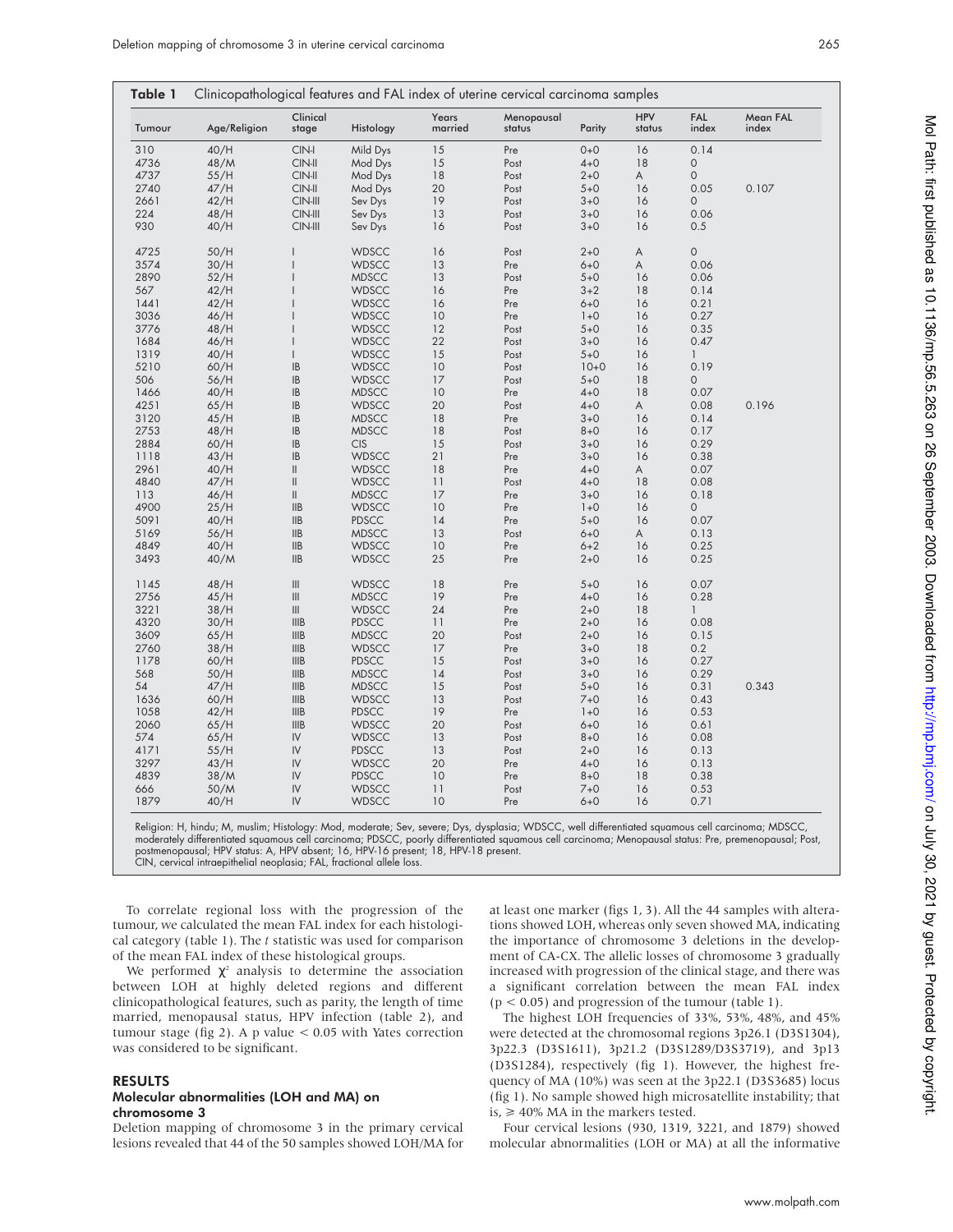**Table 1** Clinicopathological features and FAL index of uterine cervical carcinoma samples

| Tumour | Age/Religion | Clinical stage | Histology | Years married | Menopausal status | Parity | HPV status | FAL index | Mean FAL index |
|---|---|---|---|---|---|---|---|---|---|
| 310 | 40/H | CIN-I | Mild Dys | 15 | Pre | 0+0 | 16 | 0.14 | |
| 4736 | 48/M | CIN-II | Mod Dys | 15 | Post | 4+0 | 18 | 0 | |
| 4737 | 55/H | CIN-II | Mod Dys | 18 | Post | 2+0 | A | 0 | |
| 2740 | 47/H | CIN-II | Mod Dys | 20 | Post | 5+0 | 16 | 0.05 | 0.107 |
| 2661 | 42/H | CIN-III | Sev Dys | 19 | Post | 3+0 | 16 | 0 | |
| 224 | 48/H | CIN-III | Sev Dys | 13 | Post | 3+0 | 16 | 0.06 | |
| 930 | 40/H | CIN-III | Sev Dys | 16 | Post | 3+0 | 16 | 0.5 | |
| 4725 | 50/H | I | WDSCC | 16 | Post | 2+0 | A | 0 | |
| 3574 | 30/H | I | WDSCC | 13 | Pre | 6+0 | A | 0.06 | |
| 2890 | 52/H | I | MDSCC | 13 | Post | 5+0 | 16 | 0.06 | |
| 567 | 42/H | I | WDSCC | 16 | Pre | 3+2 | 18 | 0.14 | |
| 1441 | 42/H | I | WDSCC | 16 | Pre | 6+0 | 16 | 0.21 | |
| 3036 | 46/H | I | WDSCC | 10 | Pre | 1+0 | 16 | 0.27 | |
| 3776 | 48/H | I | WDSCC | 12 | Post | 5+0 | 16 | 0.35 | |
| 1684 | 46/H | I | WDSCC | 22 | Post | 3+0 | 16 | 0.47 | |
| 1319 | 40/H | I | WDSCC | 15 | Post | 5+0 | 16 | 1 | |
| 5210 | 60/H | IB | WDSCC | 10 | Post | 10+0 | 16 | 0.19 | |
| 506 | 56/H | IB | WDSCC | 17 | Post | 5+0 | 18 | 0 | |
| 1466 | 40/H | IB | MDSCC | 10 | Pre | 4+0 | 18 | 0.07 | |
| 4251 | 65/H | IB | WDSCC | 20 | Post | 4+0 | A | 0.08 | 0.196 |
| 3120 | 45/H | IB | MDSCC | 18 | Pre | 3+0 | 16 | 0.14 | |
| 2753 | 48/H | IB | MDSCC | 18 | Post | 8+0 | 16 | 0.17 | |
| 2884 | 60/H | IB | CIS | 15 | Post | 3+0 | 16 | 0.29 | |
| 1118 | 43/H | IB | WDSCC | 21 | Pre | 3+0 | 16 | 0.38 | |
| 2961 | 40/H | II | WDSCC | 18 | Pre | 4+0 | A | 0.07 | |
| 4840 | 47/H | II | WDSCC | 11 | Post | 4+0 | 18 | 0.08 | |
| 113 | 46/H | II | MDSCC | 17 | Pre | 3+0 | 16 | 0.18 | |
| 4900 | 25/H | IIB | WDSCC | 10 | Pre | 1+0 | 16 | 0 | |
| 5091 | 40/H | IIB | PDSCC | 14 | Pre | 5+0 | 16 | 0.07 | |
| 5169 | 56/H | IIB | MDSCC | 13 | Post | 6+0 | A | 0.13 | |
| 4849 | 40/H | IIB | WDSCC | 10 | Pre | 6+2 | 16 | 0.25 | |
| 3493 | 40/M | IIB | WDSCC | 25 | Pre | 2+0 | 16 | 0.25 | |
| 1145 | 48/H | III | WDSCC | 18 | Pre | 5+0 | 16 | 0.07 | |
| 2756 | 45/H | III | MDSCC | 19 | Pre | 4+0 | 16 | 0.28 | |
| 3221 | 38/H | III | WDSCC | 24 | Pre | 2+0 | 18 | 1 | |
| 4320 | 30/H | IIIB | PDSCC | 11 | Pre | 2+0 | 16 | 0.08 | |
| 3609 | 65/H | IIIB | MDSCC | 20 | Post | 2+0 | 16 | 0.15 | |
| 2760 | 38/H | IIIB | WDSCC | 17 | Pre | 3+0 | 18 | 0.2 | |
| 1178 | 60/H | IIIB | PDSCC | 15 | Post | 3+0 | 16 | 0.27 | |
| 568 | 50/H | IIIB | MDSCC | 14 | Post | 3+0 | 16 | 0.29 | |
| 54 | 47/H | IIIB | MDSCC | 15 | Post | 5+0 | 16 | 0.31 | 0.343 |
| 1636 | 60/H | IIIB | WDSCC | 13 | Post | 7+0 | 16 | 0.43 | |
| 1058 | 42/H | IIIB | PDSCC | 19 | Pre | 1+0 | 16 | 0.53 | |
| 2060 | 65/H | IIIB | WDSCC | 20 | Post | 6+0 | 16 | 0.61 | |
| 574 | 65/H | IV | WDSCC | 13 | Post | 8+0 | 16 | 0.08 | |
| 4171 | 55/H | IV | PDSCC | 13 | Post | 2+0 | 16 | 0.13 | |
| 3297 | 43/H | IV | WDSCC | 20 | Pre | 4+0 | 16 | 0.13 | |
| 4839 | 38/M | IV | PDSCC | 10 | Pre | 8+0 | 18 | 0.38 | |
| 666 | 50/M | IV | WDSCC | 11 | Post | 7+0 | 16 | 0.53 | |
| 1879 | 40/H | IV | WDSCC | 10 | Pre | 6+0 | 16 | 0.71 | |

Religion: H, hindu; M, muslim; Histology: Mod, moderate; Sev, severe; Dys, dysplasia; WDSCC, well differentiated squamous cell carcinoma; MDSCC, moderately differentiated squamous cell carcinoma; PDSCC, poorly differentiated squamous cell carcinoma; Menopausal status: Pre, premenopausal; Post, postmenopausal; HPV status: A, HPV absent; 16, HPV-16 present; 18, HPV-18 present.
CIN, cervical intraepithelial neoplasia; FAL, fractional allele loss.

To correlate regional loss with the progression of the tumour, we calculated the mean FAL index for each histological category (table 1). The *t* statistic was used for comparison of the mean FAL index of these histological groups.

We performed $\chi^2$ analysis to determine the association between LOH at highly deleted regions and different clinicopathological features, such as parity, the length of time married, menopausal status, HPV infection (table 2), and tumour stage (fig 2). A p value $< 0.05$ with Yates correction was considered to be significant.

## RESULTS

### Molecular abnormalities (LOH and MA) on chromosome 3

Deletion mapping of chromosome 3 in the primary cervical lesions revealed that 44 of the 50 samples showed LOH/MA for at least one marker (figs 1, 3). All the 44 samples with alterations showed LOH, whereas only seven showed MA, indicating the importance of chromosome 3 deletions in the development of CA-CX. The allelic losses of chromosome 3 gradually increased with progression of the clinical stage, and there was a significant correlation between the mean FAL index ($p < 0.05$) and progression of the tumour (table 1).

The highest LOH frequencies of 33%, 53%, 48%, and 45% were detected at the chromosomal regions 3p26.1 (D3S1304), 3p22.3 (D3S1611), 3p21.2 (D3S1289/D3S3719), and 3p13 (D3S1284), respectively (fig 1). However, the highest frequency of MA (10%) was seen at the 3p22.1 (D3S3685) locus (fig 1). No sample showed high microsatellite instability; that is, $\geqslant$ 40% MA in the markers tested.

Four cervical lesions (930, 1319, 3221, and 1879) showed molecular abnormalities (LOH or MA) at all the informative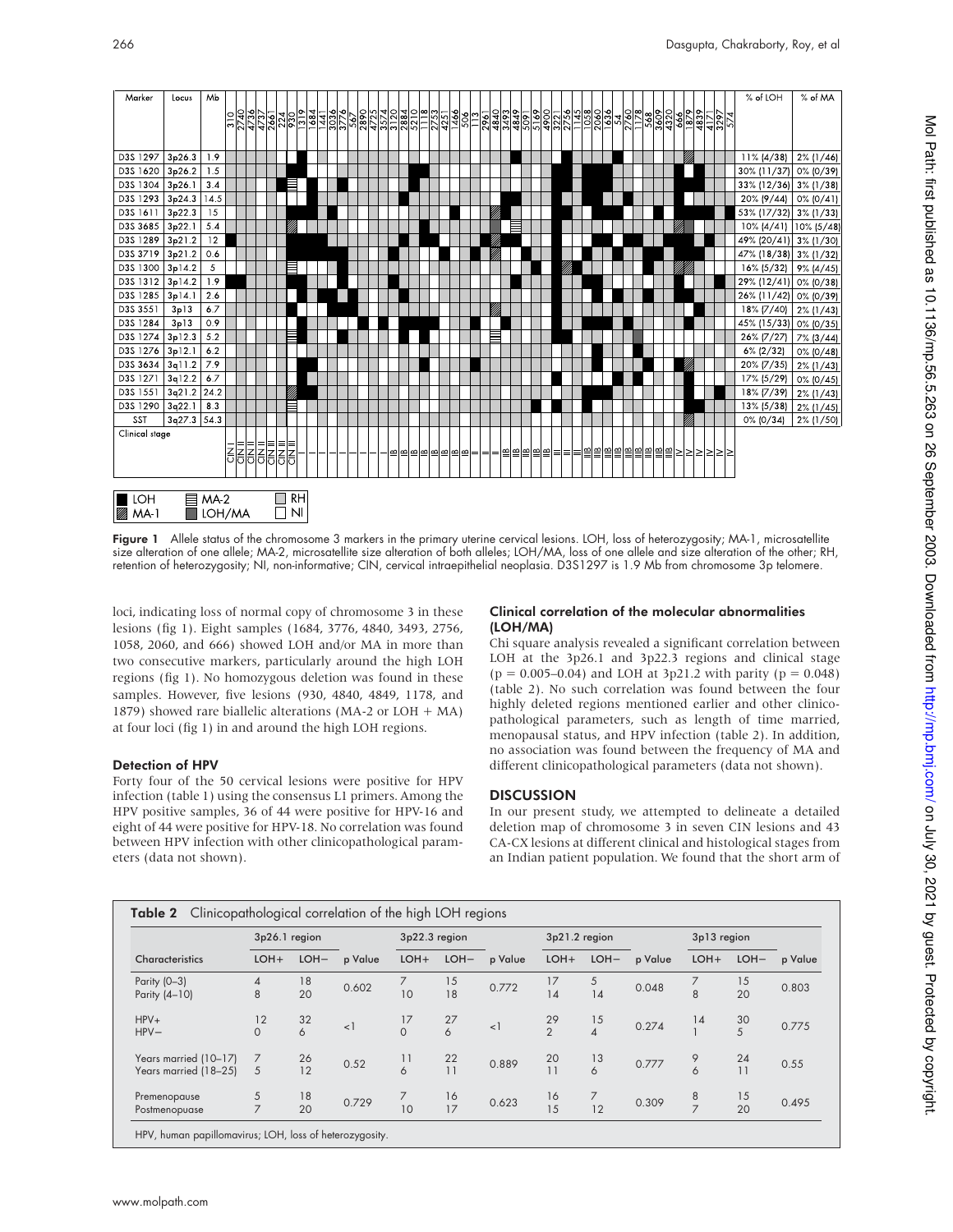**Figure 1** Allele status of the chromosome 3 markers in the primary uterine cervical lesions. LOH, loss of heterozygosity; MA-1, microsatellite size alteration of one allele; MA-2, microsatellite size alteration of both alleles; LOH/MA, loss of one allele and size alteration of the other; RH, retention of heterozygosity; NI, non-informative; CIN, cervical intraepithelial neoplasia. D3S1297 is 1.9 Mb from chromosome 3p telomere.

loci, indicating loss of normal copy of chromosome 3 in these lesions (fig 1). Eight samples (1684, 3776, 4840, 3493, 2756, 1058, 2060, and 666) showed LOH and/or MA in more than two consecutive markers, particularly around the high LOH regions (fig 1). No homozygous deletion was found in these samples. However, five lesions (930, 4840, 4849, 1178, and 1879) showed rare biallelic alterations (MA-2 or LOH + MA) at four loci (fig 1) in and around the high LOH regions.

### Detection of HPV

Forty four of the 50 cervical lesions were positive for HPV infection (table 1) using the consensus L1 primers. Among the HPV positive samples, 36 of 44 were positive for HPV-16 and eight of 44 were positive for HPV-18. No correlation was found between HPV infection with other clinicopathological parameters (data not shown).

### Clinical correlation of the molecular abnormalities (LOH/MA)

Chi square analysis revealed a significant correlation between LOH at the 3p26.1 and 3p22.3 regions and clinical stage ($p = 0.005–0.04$) and LOH at 3p21.2 with parity ($p = 0.048$) (table 2). No such correlation was found between the four highly deleted regions mentioned earlier and other clinicopathological parameters, such as length of time married, menopausal status, and HPV infection (table 2). In addition, no association was found between the frequency of MA and different clinicopathological parameters (data not shown).

## DISCUSSION

In our present study, we attempted to delineate a detailed deletion map of chromosome 3 in seven CIN lesions and 43 CA-CX lesions at different clinical and histological stages from an Indian patient population. We found that the short arm of

**Table 2** Clinicopathological correlation of the high LOH regions

| | 3p26.1 region | | | 3p22.3 region | | | 3p21.2 region | | | 3p13 region | | |
|---|---|---|---|---|---|---|---|---|---|---|---|---|
| Characteristics | LOH+ | LOH− | p Value | LOH+ | LOH− | p Value | LOH+ | LOH− | p Value | LOH+ | LOH− | p Value |
| Parity (0–3) | 4 | 18 | 0.602 | 7 | 15 | 0.772 | 17 | 5 | 0.048 | 7 | 15 | 0.803 |
| Parity (4–10) | 8 | 20 | | 10 | 18 | | 14 | 14 | | 8 | 20 | |
| HPV+ | 12 | 32 | <1 | 17 | 27 | <1 | 29 | 15 | 0.274 | 14 | 30 | 0.775 |
| HPV− | 0 | 6 | | 0 | 6 | | 2 | 4 | | 1 | 5 | |
| Years married (10–17) | 7 | 26 | 0.52 | 11 | 22 | 0.889 | 20 | 13 | 0.777 | 9 | 24 | 0.55 |
| Years married (18–25) | 5 | 12 | | 6 | 11 | | 11 | 6 | | 6 | 11 | |
| Premenopause | 5 | 18 | 0.729 | 7 | 16 | 0.623 | 16 | 7 | 0.309 | 8 | 15 | 0.495 |
| Postmenopuase | 7 | 20 | | 10 | 17 | | 15 | 12 | | 7 | 20 | |

HPV, human papillomavirus; LOH, loss of heterozygosity.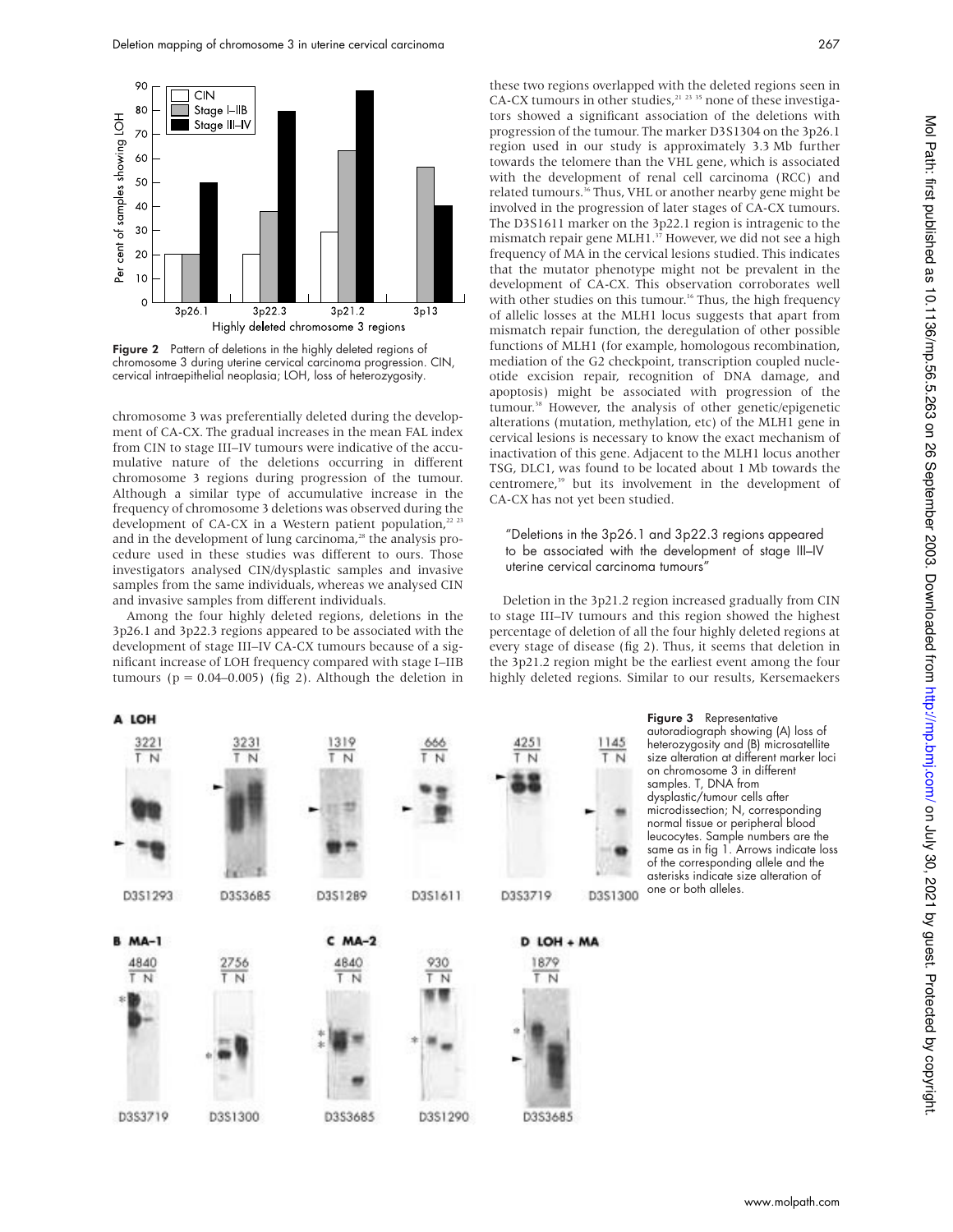**Figure 2** Pattern of deletions in the highly deleted regions of chromosome 3 during uterine cervical carcinoma progression. CIN, cervical intraepithelial neoplasia; LOH, loss of heterozygosity.

chromosome 3 was preferentially deleted during the development of CA-CX. The gradual increases in the mean FAL index from CIN to stage III–IV tumours were indicative of the accumulative nature of the deletions occurring in different chromosome 3 regions during progression of the tumour. Although a similar type of accumulative increase in the frequency of chromosome 3 deletions was observed during the development of CA-CX in a Western patient population,[22 23] and in the development of lung carcinoma,[28] the analysis procedure used in these studies was different to ours. Those investigators analysed CIN/dysplastic samples and invasive samples from the same individuals, whereas we analysed CIN and invasive samples from different individuals.

Among the four highly deleted regions, deletions in the 3p26.1 and 3p22.3 regions appeared to be associated with the development of stage III–IV CA-CX tumours because of a significant increase of LOH frequency compared with stage I–IIB tumours ($p = 0.04–0.005$) (fig 2). Although the deletion in these two regions overlapped with the deleted regions seen in CA-CX tumours in other studies,[21 23 35] none of these investigators showed a significant association of the deletions with progression of the tumour. The marker D3S1304 on the 3p26.1 region used in our study is approximately 3.3 Mb further towards the telomere than the VHL gene, which is associated with the development of renal cell carcinoma (RCC) and related tumours.[36] Thus, VHL or another nearby gene might be involved in the progression of later stages of CA-CX tumours. The D3S1611 marker on the 3p22.1 region is intragenic to the mismatch repair gene MLH1.[37] However, we did not see a high frequency of MA in the cervical lesions studied. This indicates that the mutator phenotype might not be prevalent in the development of CA-CX. This observation corroborates well with other studies on this tumour.[16] Thus, the high frequency of allelic losses at the MLH1 locus suggests that apart from mismatch repair function, the deregulation of other possible functions of MLH1 (for example, homologous recombination, mediation of the G2 checkpoint, transcription coupled nucleotide excision repair, recognition of DNA damage, and apoptosis) might be associated with progression of the tumour.[38] However, the analysis of other genetic/epigenetic alterations (mutation, methylation, etc) of the MLH1 gene in cervical lesions is necessary to know the exact mechanism of inactivation of this gene. Adjacent to the MLH1 locus another TSG, DLC1, was found to be located about 1 Mb towards the centromere,[39] but its involvement in the development of CA-CX has not yet been studied.

"Deletions in the 3p26.1 and 3p22.3 regions appeared to be associated with the development of stage III–IV uterine cervical carcinoma tumours"

Deletion in the 3p21.2 region increased gradually from CIN to stage III–IV tumours and this region showed the highest percentage of deletion of all the four highly deleted regions at every stage of disease (fig 2). Thus, it seems that deletion in the 3p21.2 region might be the earliest event among the four highly deleted regions. Similar to our results, Kersemaekers

**Figure 3** Representative autoradiograph showing (A) loss of heterozygosity and (B) microsatellite size alteration at different marker loci on chromosome 3 in different samples. T, DNA from dysplastic/tumour cells after microdissection; N, corresponding normal tissue or peripheral blood leucocytes. Sample numbers are the same as in fig 1. Arrows indicate loss of the corresponding allele and the asterisks indicate size alteration of one or both alleles.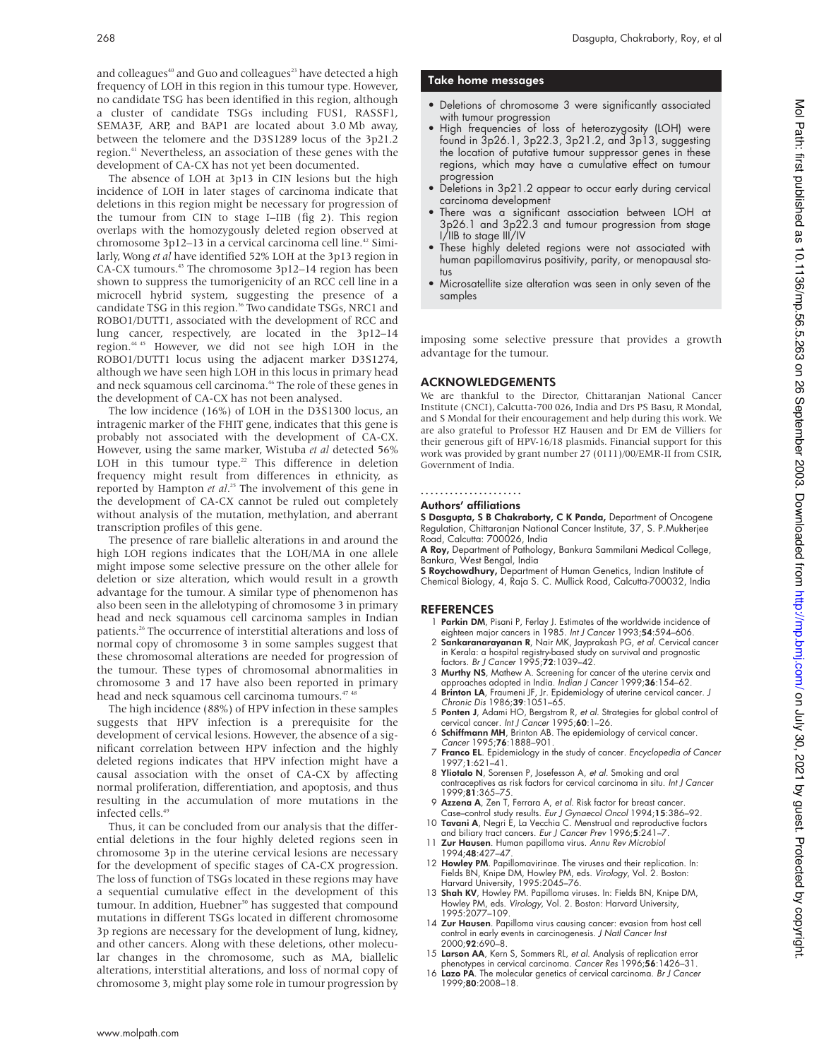and colleagues[40] and Guo and colleagues[23] have detected a high frequency of LOH in this region in this tumour type. However, no candidate TSG has been identified in this region, although a cluster of candidate TSGs including FUS1, RASSF1, SEMA3F, ARP, and BAP1 are located about 3.0 Mb away, between the telomere and the D3S1289 locus of the 3p21.2 region.[41] Nevertheless, an association of these genes with the development of CA-CX has not yet been documented.

The absence of LOH at 3p13 in CIN lesions but the high incidence of LOH in later stages of carcinoma indicate that deletions in this region might be necessary for progression of the tumour from CIN to stage I–IIB (fig 2). This region overlaps with the homozygously deleted region observed at chromosome 3p12–13 in a cervical carcinoma cell line.[42] Similarly, Wong *et al* have identified 52% LOH at the 3p13 region in CA-CX tumours.[43] The chromosome 3p12–14 region has been shown to suppress the tumorigenicity of an RCC cell line in a microcell hybrid system, suggesting the presence of a candidate TSG in this region.[36] Two candidate TSGs, NRC1 and ROBO1/DUTT1, associated with the development of RCC and lung cancer, respectively, are located in the 3p12–14 region.[44 45] However, we did not see high LOH in the ROBO1/DUTT1 locus using the adjacent marker D3S1274, although we have seen high LOH in this locus in primary head and neck squamous cell carcinoma.[46] The role of these genes in the development of CA-CX has not been analysed.

The low incidence (16%) of LOH in the D3S1300 locus, an intragenic marker of the FHIT gene, indicates that this gene is probably not associated with the development of CA-CX. However, using the same marker, Wistuba *et al* detected 56% LOH in this tumour type.[22] This difference in deletion frequency might result from differences in ethnicity, as reported by Hampton *et al*.[25] The involvement of this gene in the development of CA-CX cannot be ruled out completely without analysis of the mutation, methylation, and aberrant transcription profiles of this gene.

The presence of rare biallelic alterations in and around the high LOH regions indicates that the LOH/MA in one allele might impose some selective pressure on the other allele for deletion or size alteration, which would result in a growth advantage for the tumour. A similar type of phenomenon has also been seen in the allelotyping of chromosome 3 in primary head and neck squamous cell carcinoma samples in Indian patients.[26] The occurrence of interstitial alterations and loss of normal copy of chromosome 3 in some samples suggest that these chromosomal alterations are needed for progression of the tumour. These types of chromosomal abnormalities in chromosome 3 and 17 have also been reported in primary head and neck squamous cell carcinoma tumours.[47 48]

The high incidence (88%) of HPV infection in these samples suggests that HPV infection is a prerequisite for the development of cervical lesions. However, the absence of a significant correlation between HPV infection and the highly deleted regions indicates that HPV infection might have a causal association with the onset of CA-CX by affecting normal proliferation, differentiation, and apoptosis, and thus resulting in the accumulation of more mutations in the infected cells.[49]

Thus, it can be concluded from our analysis that the differential deletions in the four highly deleted regions seen in chromosome 3p in the uterine cervical lesions are necessary for the development of specific stages of CA-CX progression. The loss of function of TSGs located in these regions may have a sequential cumulative effect in the development of this tumour. In addition, Huebner[50] has suggested that compound mutations in different TSGs located in different chromosome 3p regions are necessary for the development of lung, kidney, and other cancers. Along with these deletions, other molecular changes in the chromosome, such as MA, biallelic alterations, interstitial alterations, and loss of normal copy of chromosome 3, might play some role in tumour progression by imposing some selective pressure that provides a growth advantage for the tumour.

### Take home messages

- Deletions of chromosome 3 were significantly associated with tumour progression
- High frequencies of loss of heterozygosity (LOH) were found in 3p26.1, 3p22.3, 3p21.2, and 3p13, suggesting the location of putative tumour suppressor genes in these regions, which may have a cumulative effect on tumour progression
- Deletions in 3p21.2 appear to occur early during cervical carcinoma development
- There was a significant association between LOH at 3p26.1 and 3p22.3 and tumour progression from stage I/IIB to stage III/IV
- These highly deleted regions were not associated with human papillomavirus positivity, parity, or menopausal status
- Microsatellite size alteration was seen in only seven of the samples

## ACKNOWLEDGEMENTS

We are thankful to the Director, Chittaranjan National Cancer Institute (CNCI), Calcutta-700 026, India and Drs PS Basu, R Mondal, and S Mondal for their encouragement and help during this work. We are also grateful to Professor HZ Hausen and Dr EM de Villiers for their generous gift of HPV-16/18 plasmids. Financial support for this work was provided by grant number 27 (0111)/00/EMR-II from CSIR, Government of India.

### Authors' affiliations

**S Dasgupta, S B Chakraborty, C K Panda,** Department of Oncogene Regulation, Chittaranjan National Cancer Institute, 37, S. P.Mukherjee Road, Calcutta: 700026, India

**A Roy,** Department of Pathology, Bankura Sammilani Medical College, Bankura, West Bengal, India

**S Roychowdhury,** Department of Human Genetics, Indian Institute of Chemical Biology, 4, Raja S. C. Mullick Road, Calcutta-700032, India

## REFERENCES

1. **Parkin DM**, Pisani P, Ferlay J. Estimates of the worldwide incidence of eighteen major cancers in 1985. *Int J Cancer* 1993;**54**:594–606.
2. **Sankaranarayanan R**, Nair MK, Jayprakash PG, *et al*. Cervical cancer in Kerala: a hospital registry-based study on survival and prognostic factors. *Br J Cancer* 1995;**72**:1039–42.
3. **Murthy NS**, Mathew A. Screening for cancer of the uterine cervix and approaches adopted in India. *Indian J Cancer* 1999;**36**:154–62.
4. **Brinton LA**, Fraumeni JF, Jr. Epidemiology of uterine cervical cancer. *J Chronic Dis* 1986;**39**:1051–65.
5. **Ponten J**, Adami HO, Bergstrom R, *et al*. Strategies for global control of cervical cancer. *Int J Cancer* 1995;**60**:1–26.
6. **Schiffmann MH**, Brinton AB. The epidemiology of cervical cancer. *Cancer* 1995;**76**:1888–901.
7. **Franco EL**. Epidemiology in the study of cancer. *Encyclopedia of Cancer* 1997;**1**:621–41.
8. **Yliotalo N**, Sorensen P, Josefesson A, *et al*. Smoking and oral contraceptives as risk factors for cervical carcinoma in situ. *Int J Cancer* 1999;**81**:365–75.
9. **Azzena A**, Zen T, Ferrara A, *et al*. Risk factor for breast cancer. Case–control study results. *Eur J Gynaecol Oncol* 1994;**15**:386–92.
10. **Tavani A**, Negri E, La Vecchia C. Menstrual and reproductive factors and biliary tract cancers. *Eur J Cancer Prev* 1996;**5**:241–7.
11. **Zur Hausen**. Human papilloma virus. *Annu Rev Microbiol* 1994;**48**:427–47.
12. **Howley PM**. Papillomavirinae. The viruses and their replication. In: Fields BN, Knipe DM, Howley PM, eds. *Virology*, Vol. 2. Boston: Harvard University, 1995:2045–76.
13. **Shah KV**, Howley PM. Papilloma viruses. In: Fields BN, Knipe DM, Howley PM, eds. *Virology*, Vol. 2. Boston: Harvard University, 1995:2077–109.
14. **Zur Hausen**. Papilloma virus causing cancer: evasion from host cell control in early events in carcinogenesis. *J Natl Cancer Inst* 2000;**92**:690–8.
15. **Larson AA**, Kern S, Sommers RL, *et al*. Analysis of replication error phenotypes in cervical carcinoma. *Cancer Res* 1996;**56**:1426–31.
16. **Lazo PA**. The molecular genetics of cervical carcinoma. *Br J Cancer* 1999;**80**:2008–18.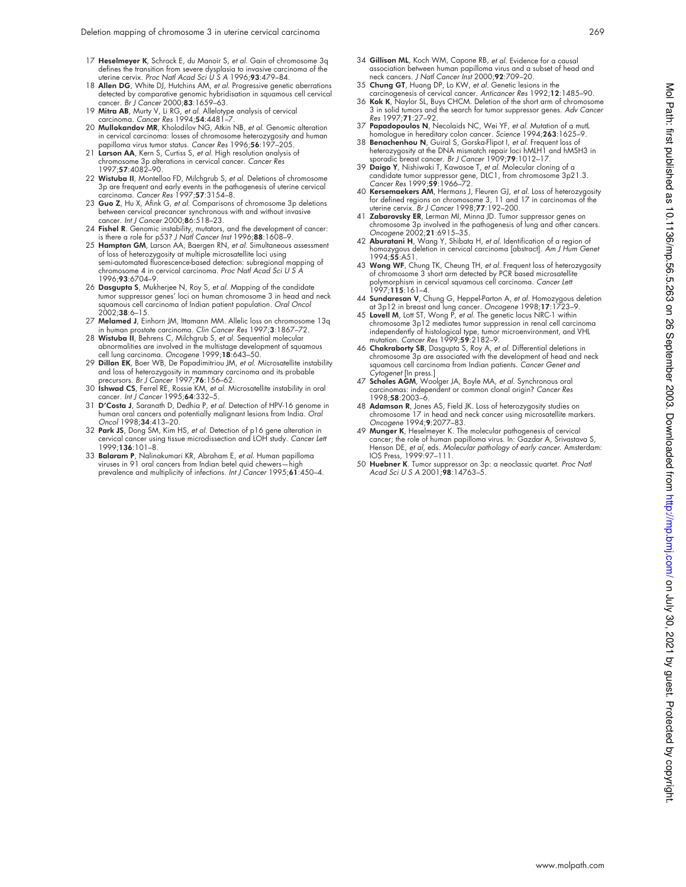17 **Heselmeyer K**, Schrock E, du Manoir S, *et al.* Gain of chromosome 3q defines the transition from severe dysplasia to invasive carcinoma of the uterine cervix. *Proc Natl Acad Sci U S A* 1996;**93**:479–84.

18 **Allen DG**, White DJ, Hutchins AM, *et al.* Progressive genetic aberrations detected by comparative genomic hybridisation in squamous cell cervical cancer. *Br J Cancer* 2000;**83**:1659–63.

19 **Mitra AB**, Murty V, Li RG, *et al.* Allelotype analysis of cervical carcinoma. *Cancer Res* 1994;**54**:4481–7.

20 **Mullokandov MR**, Kholodilov NG, Atkin NB, *et al.* Genomic alteration in cervical carcinoma: losses of chromosome heterozygosity and human papilloma virus tumor status. *Cancer Res* 1996;**56**:197–205.

21 **Larson AA**, Kern S, Curtiss S, *et al.* High resolution analysis of chromosome 3p alterations in cervical cancer. *Cancer Res* 1997;**57**:4082–90.

22 **Wistuba II**, Montellao FD, Milchgrub S, *et al.* Deletions of chromosome 3p are frequent and early events in the pathogenesis of uterine cervical carcinoma. *Cancer Res* 1997;**57**:3154–8.

23 **Guo Z**, Hu X, Afink G, *et al.* Comparisons of chromosome 3p deletions between cervical precancer synchronous with and without invasive cancer. *Int J Cancer* 2000;**86**:518–23.

24 **Fishel R**. Genomic instability, mutators, and the development of cancer: is there a role for p53? *J Natl Cancer Inst* 1996;**88**:1608–9.

25 **Hampton GM**, Larson AA, Baergen RN, *et al.* Simultaneous assessment of loss of heterozygosity at multiple microsatellite loci using semi-automated fluorescence-based detection: subregional mapping of chromosome 4 in cervical carcinoma. *Proc Natl Acad Sci U S A* 1996;**93**:6704–9.

26 **Dasgupta S**, Mukherjee N, Roy S, *et al.* Mapping of the candidate tumor suppressor genes' loci on human chromosome 3 in head and neck squamous cell carcinoma of Indian patient population. *Oral Oncol* 2002;**38**:6–15.

27 **Melamed J**, Einhorn JM, Ittamann MM. Allelic loss on chromosome 13q in human prostate carcinoma. *Clin Cancer Res* 1997;**3**:1867–72.

28 **Wistuba II**, Behrens C, Milchgrub S, *et al.* Sequential molecular abnormalities are involved in the multistage development of squamous cell lung carcinoma. *Oncogene* 1999;**18**:643–50.

29 **Dillon EK**, Boer WB, De Papadimitriou JM, *et al.* Microsatellite instability and loss of heterozygosity in mammary carcinoma and its probable precursors. *Br J Cancer* 1997;**76**:156–62.

30 **Ishwad CS**, Ferrel RE, Rossie KM, *et al.* Microsatellite instability in oral cancer. *Int J Cancer* 1995;**64**:332–5.

31 **D'Costa J**, Saranath D, Dedhia P, *et al.* Detection of HPV-16 genome in human oral cancers and potentially malignant lesions from India. *Oral Oncol* 1998;**34**:413–20.

32 **Park JS**, Dong SM, Kim HS, *et al.* Detection of p16 gene alteration in cervical cancer using tissue microdissection and LOH study. *Cancer Lett* 1999;**136**:101–8.

33 **Balaram P**, Nalinakumari KR, Abraham E, *et al.* Human papilloma viruses in 91 oral cancers from Indian betel quid chewers—high prevalence and multiplicity of infections. *Int J Cancer* 1995;**61**:450–4.

34 **Gillison ML**, Koch WM, Capone RB, *et al.* Evidence for a causal association between human papilloma virus and a subset of head and neck cancers. *J Natl Cancer Inst* 2000;**92**:709–20.

35 **Chung GT**, Huang DP, Lo KW, *et al.* Genetic lesions in the carcinogenesis of cervical cancer. *Anticancer Res* 1992;**12**:1485–90.

36 **Kok K**, Naylor SL, Buys CHCM. Deletion of the short arm of chromosome 3 in solid tumors and the search for tumor suppressor genes. *Adv Cancer Res* 1997;**71**:27–92.

37 **Papadopoulos N**, Necolaids NC, Wei YF, *et al.* Mutation of a mutL homologue in hereditary colon cancer. *Science* 1994;**263**:1625–9.

38 **Benachenhou N**, Guiral S, Gorska-Flipot I, *et al.* Frequent loss of heterozygosity at the DNA mismatch repair loci hMLH1 and hMSH3 in sporadic breast cancer. *Br J Cancer* 1909;**79**:1012–17.

39 **Daigo Y**, Nishiwaki T, Kawasoe T, *et al.* Molecular cloning of a candidate tumor suppressor gene, DLC1, from chromosome 3p21.3. *Cancer Res* 1999;**59**:1966–72.

40 **Kersemaekers AM**, Hermans J, Fleuren GJ, *et al.* Loss of heterozygosity for defined regions on chromosome 3, 11 and 17 in carcinomas of the uterine cervix. *Br J Cancer* 1998;**77**:192–200.

41 **Zabarovsky ER**, Lerman MI, Minna JD. Tumor suppressor genes on chromosome 3p involved in the pathogenesis of lung and other cancers. *Oncogene* 2002;**21**:6915–35.

42 **Aburatani H**, Wang Y, Shibata H, *et al.* Identification of a region of homozygous deletion in cervical carcinoma [abstract]. *Am J Hum Genet* 1994;**55**:A51.

43 **Wong WF**, Chung TK, Cheung TH, *et al.* Frequent loss of heterozygosity of chromosome 3 short arm detected by PCR based microsatellite polymorphism in cervical squamous cell carcinoma. *Cancer Lett* 1997;**115**:161–4.

44 **Sundaresan V**, Chung G, Heppel-Parton A, *et al.* Homozygous deletion at 3p12 in breast and lung cancer. *Oncogene* 1998;**17**:1723–9.

45 **Lovell M**, Lott ST, Wong P, *et al.* The genetic locus NRC-1 within chromosome 3p12 mediates tumor suppression in renal cell carcinoma independently of histological type, tumor microenvironment, and VHL mutation. *Cancer Res* 1999;**59**:2182–9.

46 **Chakraborty SB**, Dasgupta S, Roy A, *et al.* Differential deletions in chromosome 3p are associated with the development of head and neck squamous cell carcinoma from Indian patients. *Cancer Genet and Cytogenet* [In press.]

47 **Scholes AGM**, Woolger JA, Boyle MA, *et al.* Synchronous oral carcinomas: independent or common clonal origin? *Cancer Res* 1998;**58**:2003–6.

48 **Adamson R**, Jones AS, Field JK. Loss of heterozygosity studies on chromosome 17 in head and neck cancer using microsatellite markers. *Oncogene* 1994;**9**:2077–83.

49 **Munger K**, Heselmeyer K. The molecular pathogenesis of cervical cancer; the role of human papilloma virus. In: Gazdar A, Srivastava S, Henson DE, *et al*, eds. *Molecular pathology of early cancer.* Amsterdam: IOS Press, 1999:97–111.

50 **Huebner K**. Tumor suppressor on 3p: a neoclassic quartet. *Proc Natl Acad Sci U S A* 2001;**98**:14763–5.